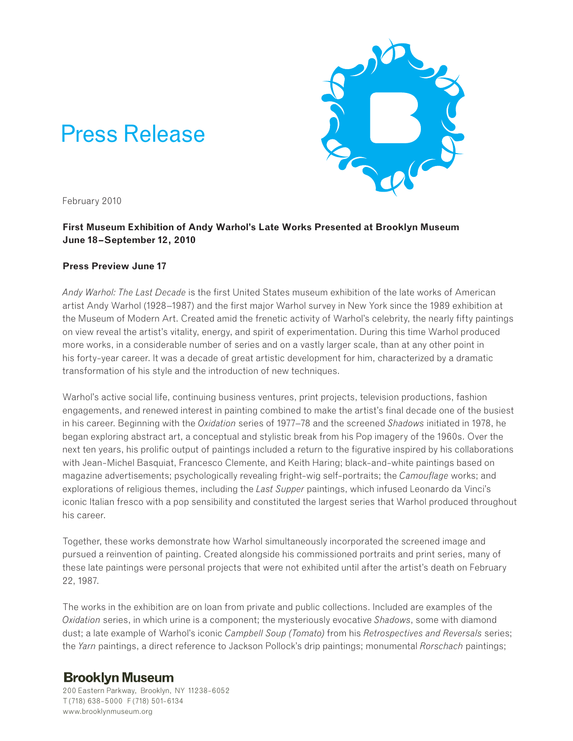# Press Release

February 2010

**First Museum Exhibition of Andy Warhol's Late Works Presented at Brooklyn Museum**
**June 18–September 12, 2010**

**Press Preview June 17**

*Andy Warhol: The Last Decade* is the first United States museum exhibition of the late works of American artist Andy Warhol (1928–1987) and the first major Warhol survey in New York since the 1989 exhibition at the Museum of Modern Art. Created amid the frenetic activity of Warhol's celebrity, the nearly fifty paintings on view reveal the artist's vitality, energy, and spirit of experimentation. During this time Warhol produced more works, in a considerable number of series and on a vastly larger scale, than at any other point in his forty-year career. It was a decade of great artistic development for him, characterized by a dramatic transformation of his style and the introduction of new techniques.

Warhol's active social life, continuing business ventures, print projects, television productions, fashion engagements, and renewed interest in painting combined to make the artist's final decade one of the busiest in his career. Beginning with the *Oxidation* series of 1977–78 and the screened *Shadows* initiated in 1978, he began exploring abstract art, a conceptual and stylistic break from his Pop imagery of the 1960s. Over the next ten years, his prolific output of paintings included a return to the figurative inspired by his collaborations with Jean-Michel Basquiat, Francesco Clemente, and Keith Haring; black-and-white paintings based on magazine advertisements; psychologically revealing fright-wig self-portraits; the *Camouflage* works; and explorations of religious themes, including the *Last Supper* paintings, which infused Leonardo da Vinci's iconic Italian fresco with a pop sensibility and constituted the largest series that Warhol produced throughout his career.

Together, these works demonstrate how Warhol simultaneously incorporated the screened image and pursued a reinvention of painting. Created alongside his commissioned portraits and print series, many of these late paintings were personal projects that were not exhibited until after the artist's death on February 22, 1987.

The works in the exhibition are on loan from private and public collections. Included are examples of the *Oxidation* series, in which urine is a component; the mysteriously evocative *Shadows*, some with diamond dust; a late example of Warhol's iconic *Campbell Soup (Tomato)* from his *Retrospectives and Reversals* series; the *Yarn* paintings, a direct reference to Jackson Pollock's drip paintings; monumental *Rorschach* paintings;

**Brooklyn Museum**
200 Eastern Parkway, Brooklyn, NY 11238-6052
T (718) 638-5000 F (718) 501-6134
www.brooklynmuseum.org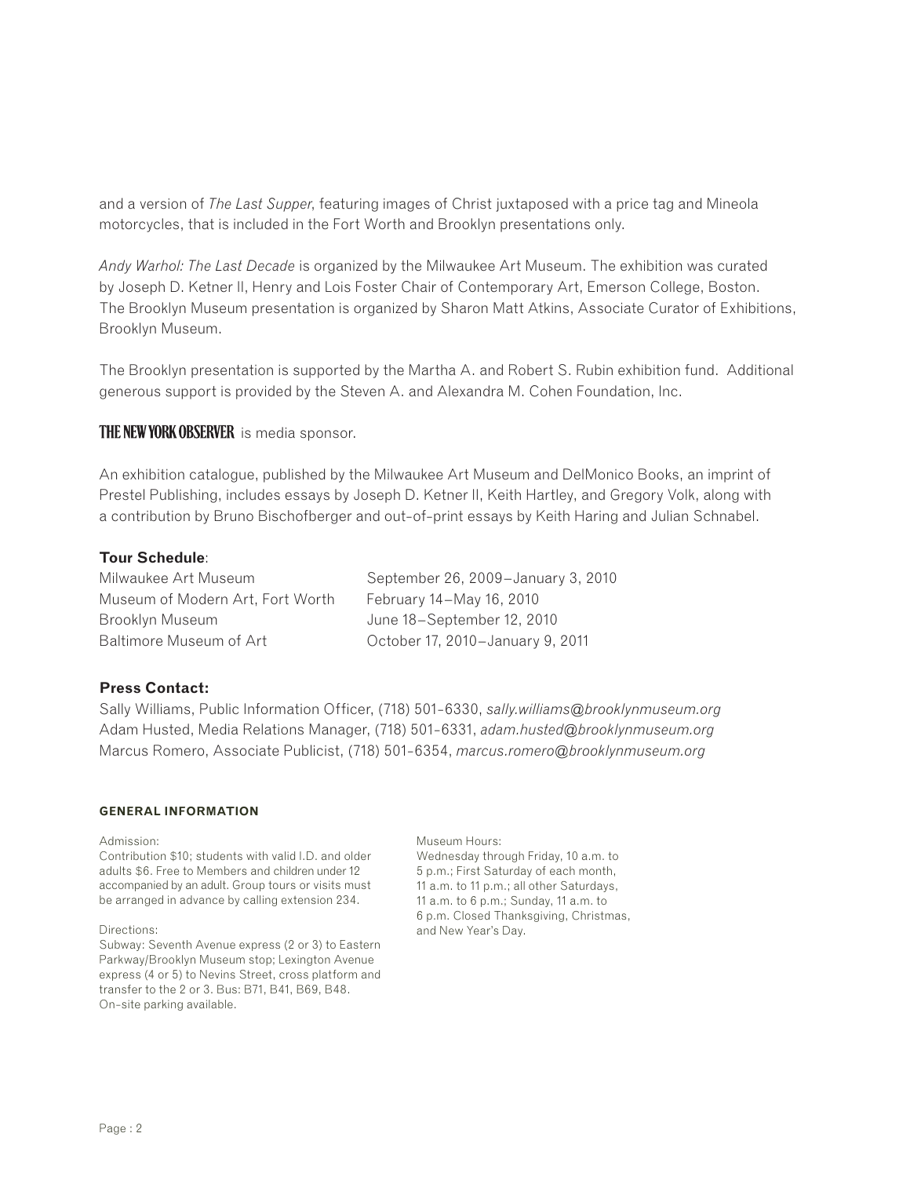and a version of *The Last Supper*, featuring images of Christ juxtaposed with a price tag and Mineola motorcycles, that is included in the Fort Worth and Brooklyn presentations only.

*Andy Warhol: The Last Decade* is organized by the Milwaukee Art Museum. The exhibition was curated by Joseph D. Ketner II, Henry and Lois Foster Chair of Contemporary Art, Emerson College, Boston. The Brooklyn Museum presentation is organized by Sharon Matt Atkins, Associate Curator of Exhibitions, Brooklyn Museum.

The Brooklyn presentation is supported by the Martha A. and Robert S. Rubin exhibition fund. Additional generous support is provided by the Steven A. and Alexandra M. Cohen Foundation, Inc.

**THE NEW YORK OBSERVER** is media sponsor.

An exhibition catalogue, published by the Milwaukee Art Museum and DelMonico Books, an imprint of Prestel Publishing, includes essays by Joseph D. Ketner II, Keith Hartley, and Gregory Volk, along with a contribution by Bruno Bischofberger and out-of-print essays by Keith Haring and Julian Schnabel.

**Tour Schedule**:

| | |
|---|---|
| Milwaukee Art Museum | September 26, 2009–January 3, 2010 |
| Museum of Modern Art, Fort Worth | February 14–May 16, 2010 |
| Brooklyn Museum | June 18–September 12, 2010 |
| Baltimore Museum of Art | October 17, 2010–January 9, 2011 |

**Press Contact:**

Sally Williams, Public Information Officer, (718) 501-6330, *sally.williams@brooklynmuseum.org*
Adam Husted, Media Relations Manager, (718) 501-6331, *adam.husted@brooklynmuseum.org*
Marcus Romero, Associate Publicist, (718) 501-6354, *marcus.romero@brooklynmuseum.org*

**GENERAL INFORMATION**

Admission:
Contribution $10; students with valid I.D. and older adults $6. Free to Members and children under 12 accompanied by an adult. Group tours or visits must be arranged in advance by calling extension 234.

Directions:
Subway: Seventh Avenue express (2 or 3) to Eastern Parkway/Brooklyn Museum stop; Lexington Avenue express (4 or 5) to Nevins Street, cross platform and transfer to the 2 or 3. Bus: B71, B41, B69, B48. On-site parking available.

Museum Hours:
Wednesday through Friday, 10 a.m. to 5 p.m.; First Saturday of each month, 11 a.m. to 11 p.m.; all other Saturdays, 11 a.m. to 6 p.m.; Sunday, 11 a.m. to 6 p.m. Closed Thanksgiving, Christmas, and New Year's Day.